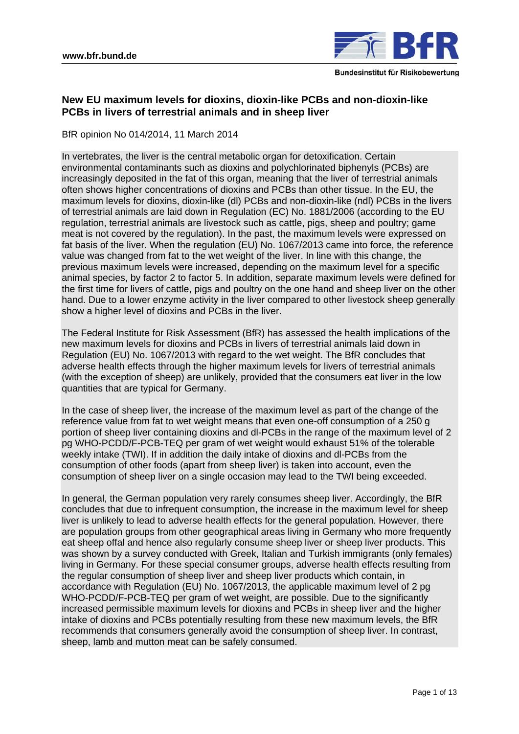# New EU maximum levels for dioxins, dioxin-like PCBs and non-dioxin-like PCBs in livers of terrestrial animals and in sheep liver

BfR opinion No 014/2014, 11 March 2014

In vertebrates, the liver is the central metabolic organ for detoxification. Certain environmental contaminants such as dioxins and polychlorinated biphenyls (PCBs) are increasingly deposited in the fat of this organ, meaning that the liver of terrestrial animals often shows higher concentrations of dioxins and PCBs than other tissue. In the EU, the maximum levels for dioxins, dioxin-like (dl) PCBs and non-dioxin-like (ndl) PCBs in the livers of terrestrial animals are laid down in Regulation (EC) No. 1881/2006 (according to the EU regulation, terrestrial animals are livestock such as cattle, pigs, sheep and poultry; game meat is not covered by the regulation). In the past, the maximum levels were expressed on fat basis of the liver. When the regulation (EU) No. 1067/2013 came into force, the reference value was changed from fat to the wet weight of the liver. In line with this change, the previous maximum levels were increased, depending on the maximum level for a specific animal species, by factor 2 to factor 5. In addition, separate maximum levels were defined for the first time for livers of cattle, pigs and poultry on the one hand and sheep liver on the other hand. Due to a lower enzyme activity in the liver compared to other livestock sheep generally show a higher level of dioxins and PCBs in the liver.

The Federal Institute for Risk Assessment (BfR) has assessed the health implications of the new maximum levels for dioxins and PCBs in livers of terrestrial animals laid down in Regulation (EU) No. 1067/2013 with regard to the wet weight. The BfR concludes that adverse health effects through the higher maximum levels for livers of terrestrial animals (with the exception of sheep) are unlikely, provided that the consumers eat liver in the low quantities that are typical for Germany.

In the case of sheep liver, the increase of the maximum level as part of the change of the reference value from fat to wet weight means that even one-off consumption of a 250 g portion of sheep liver containing dioxins and dl-PCBs in the range of the maximum level of 2 pg WHO-PCDD/F-PCB-TEQ per gram of wet weight would exhaust 51% of the tolerable weekly intake (TWI). If in addition the daily intake of dioxins and dl-PCBs from the consumption of other foods (apart from sheep liver) is taken into account, even the consumption of sheep liver on a single occasion may lead to the TWI being exceeded.

In general, the German population very rarely consumes sheep liver. Accordingly, the BfR concludes that due to infrequent consumption, the increase in the maximum level for sheep liver is unlikely to lead to adverse health effects for the general population. However, there are population groups from other geographical areas living in Germany who more frequently eat sheep offal and hence also regularly consume sheep liver or sheep liver products. This was shown by a survey conducted with Greek, Italian and Turkish immigrants (only females) living in Germany. For these special consumer groups, adverse health effects resulting from the regular consumption of sheep liver and sheep liver products which contain, in accordance with Regulation (EU) No. 1067/2013, the applicable maximum level of 2 pg WHO-PCDD/F-PCB-TEQ per gram of wet weight, are possible. Due to the significantly increased permissible maximum levels for dioxins and PCBs in sheep liver and the higher intake of dioxins and PCBs potentially resulting from these new maximum levels, the BfR recommends that consumers generally avoid the consumption of sheep liver. In contrast, sheep, lamb and mutton meat can be safely consumed.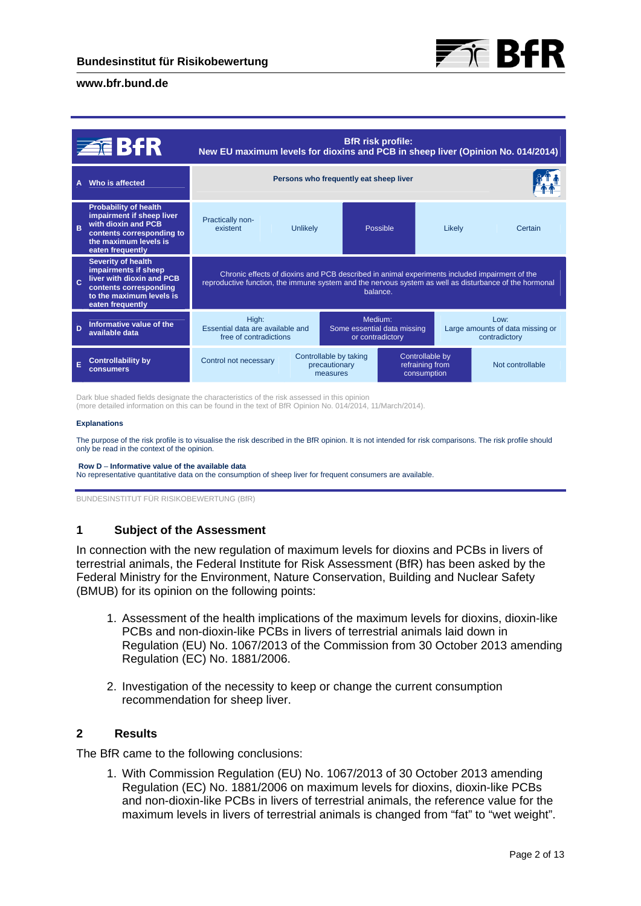**BfR risk profile:**
**New EU maximum levels for dioxins and PCB in sheep liver (Opinion No. 014/2014)**

| | | | | | | |
|---|---|---|---|---|---|---|
| **A** | **Who is affected** | **Persons who frequently eat sheep liver** | | | | |
| **B** | **Probability of health impairment if sheep liver with dioxin and PCB contents corresponding to the maximum levels is eaten frequently** | Practically non-existent | Unlikely | Possible | Likely | Certain |
| **C** | **Severity of health impairments if sheep liver with dioxin and PCB contents corresponding to the maximum levels is eaten frequently** | Chronic effects of dioxins and PCB described in animal experiments included impairment of the reproductive function, the immune system and the nervous system as well as disturbance of the hormonal balance. | | | | |
| **D** | **Informative value of the available data** | High: Essential data are available and free of contradictions | Medium: Some essential data missing or contradictory | Low: Large amounts of data missing or contradictory | | |
| **E** | **Controllability by consumers** | Control not necessary | Controllable by taking precautionary measures | Controllable by refraining from consumption | Not controllable | |

Dark blue shaded fields designate the characteristics of the risk assessed in this opinion
(more detailed information on this can be found in the text of BfR Opinion No. 014/2014, 11/March/2014).

**Explanations**

The purpose of the risk profile is to visualise the risk described in the BfR opinion. It is not intended for risk comparisons. The risk profile should only be read in the context of the opinion.

**Row D – Informative value of the available data**
No representative quantitative data on the consumption of sheep liver for frequent consumers are available.

BUNDESINSTITUT FÜR RISIKOBEWERTUNG (BfR)

## 1 Subject of the Assessment

In connection with the new regulation of maximum levels for dioxins and PCBs in livers of terrestrial animals, the Federal Institute for Risk Assessment (BfR) has been asked by the Federal Ministry for the Environment, Nature Conservation, Building and Nuclear Safety (BMUB) for its opinion on the following points:

1. Assessment of the health implications of the maximum levels for dioxins, dioxin-like PCBs and non-dioxin-like PCBs in livers of terrestrial animals laid down in Regulation (EU) No. 1067/2013 of the Commission from 30 October 2013 amending Regulation (EC) No. 1881/2006.

2. Investigation of the necessity to keep or change the current consumption recommendation for sheep liver.

## 2 Results

The BfR came to the following conclusions:

1. With Commission Regulation (EU) No. 1067/2013 of 30 October 2013 amending Regulation (EC) No. 1881/2006 on maximum levels for dioxins, dioxin-like PCBs and non-dioxin-like PCBs in livers of terrestrial animals, the reference value for the maximum levels in livers of terrestrial animals is changed from "fat" to "wet weight".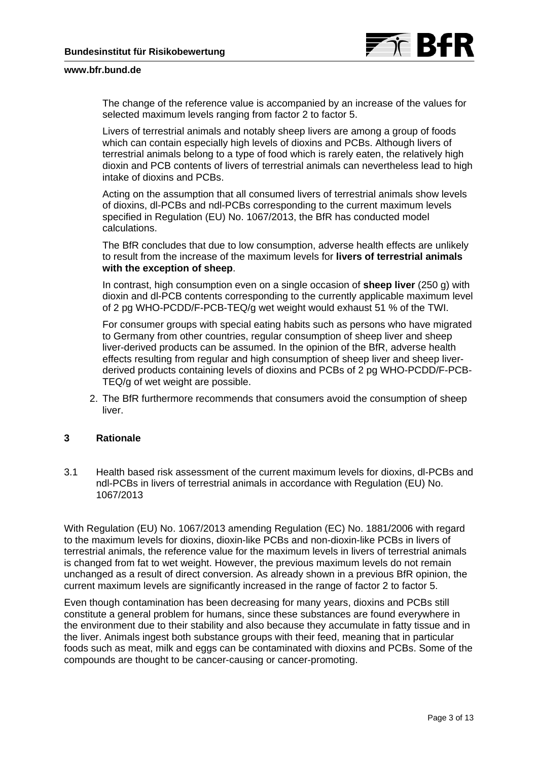The change of the reference value is accompanied by an increase of the values for selected maximum levels ranging from factor 2 to factor 5.

Livers of terrestrial animals and notably sheep livers are among a group of foods which can contain especially high levels of dioxins and PCBs. Although livers of terrestrial animals belong to a type of food which is rarely eaten, the relatively high dioxin and PCB contents of livers of terrestrial animals can nevertheless lead to high intake of dioxins and PCBs.

Acting on the assumption that all consumed livers of terrestrial animals show levels of dioxins, dl-PCBs and ndl-PCBs corresponding to the current maximum levels specified in Regulation (EU) No. 1067/2013, the BfR has conducted model calculations.

The BfR concludes that due to low consumption, adverse health effects are unlikely to result from the increase of the maximum levels for **livers of terrestrial animals with the exception of sheep**.

In contrast, high consumption even on a single occasion of **sheep liver** (250 g) with dioxin and dl-PCB contents corresponding to the currently applicable maximum level of 2 pg WHO-PCDD/F-PCB-TEQ/g wet weight would exhaust 51 % of the TWI.

For consumer groups with special eating habits such as persons who have migrated to Germany from other countries, regular consumption of sheep liver and sheep liver-derived products can be assumed. In the opinion of the BfR, adverse health effects resulting from regular and high consumption of sheep liver and sheep liver-derived products containing levels of dioxins and PCBs of 2 pg WHO-PCDD/F-PCB-TEQ/g of wet weight are possible.

2. The BfR furthermore recommends that consumers avoid the consumption of sheep liver.

## 3 Rationale

### 3.1 Health based risk assessment of the current maximum levels for dioxins, dl-PCBs and ndl-PCBs in livers of terrestrial animals in accordance with Regulation (EU) No. 1067/2013

With Regulation (EU) No. 1067/2013 amending Regulation (EC) No. 1881/2006 with regard to the maximum levels for dioxins, dioxin-like PCBs and non-dioxin-like PCBs in livers of terrestrial animals, the reference value for the maximum levels in livers of terrestrial animals is changed from fat to wet weight. However, the previous maximum levels do not remain unchanged as a result of direct conversion. As already shown in a previous BfR opinion, the current maximum levels are significantly increased in the range of factor 2 to factor 5.

Even though contamination has been decreasing for many years, dioxins and PCBs still constitute a general problem for humans, since these substances are found everywhere in the environment due to their stability and also because they accumulate in fatty tissue and in the liver. Animals ingest both substance groups with their feed, meaning that in particular foods such as meat, milk and eggs can be contaminated with dioxins and PCBs. Some of the compounds are thought to be cancer-causing or cancer-promoting.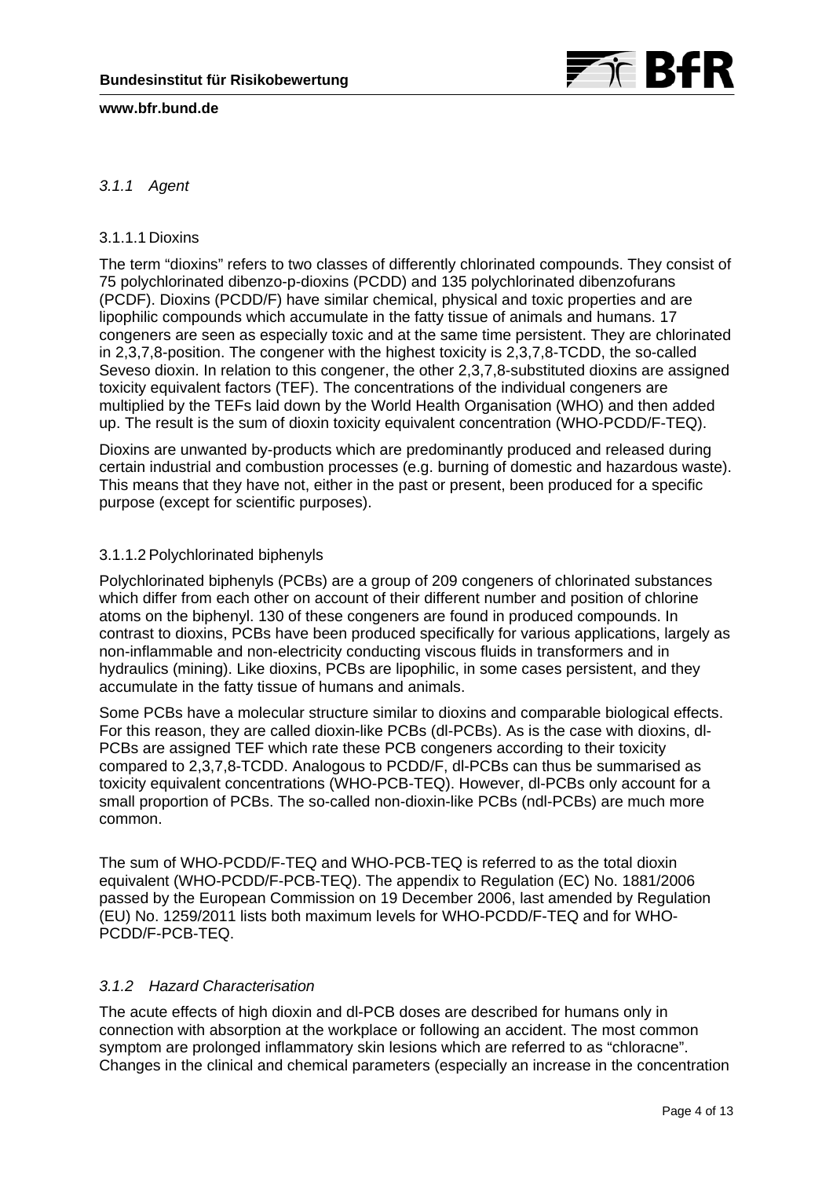### *3.1.1 Agent*

#### 3.1.1.1 Dioxins

The term “dioxins” refers to two classes of differently chlorinated compounds. They consist of 75 polychlorinated dibenzo-p-dioxins (PCDD) and 135 polychlorinated dibenzofurans (PCDF). Dioxins (PCDD/F) have similar chemical, physical and toxic properties and are lipophilic compounds which accumulate in the fatty tissue of animals and humans. 17 congeners are seen as especially toxic and at the same time persistent. They are chlorinated in 2,3,7,8-position. The congener with the highest toxicity is 2,3,7,8-TCDD, the so-called Seveso dioxin. In relation to this congener, the other 2,3,7,8-substituted dioxins are assigned toxicity equivalent factors (TEF). The concentrations of the individual congeners are multiplied by the TEFs laid down by the World Health Organisation (WHO) and then added up. The result is the sum of dioxin toxicity equivalent concentration (WHO-PCDD/F-TEQ).

Dioxins are unwanted by-products which are predominantly produced and released during certain industrial and combustion processes (e.g. burning of domestic and hazardous waste). This means that they have not, either in the past or present, been produced for a specific purpose (except for scientific purposes).

#### 3.1.1.2 Polychlorinated biphenyls

Polychlorinated biphenyls (PCBs) are a group of 209 congeners of chlorinated substances which differ from each other on account of their different number and position of chlorine atoms on the biphenyl. 130 of these congeners are found in produced compounds. In contrast to dioxins, PCBs have been produced specifically for various applications, largely as non-inflammable and non-electricity conducting viscous fluids in transformers and in hydraulics (mining). Like dioxins, PCBs are lipophilic, in some cases persistent, and they accumulate in the fatty tissue of humans and animals.

Some PCBs have a molecular structure similar to dioxins and comparable biological effects. For this reason, they are called dioxin-like PCBs (dl-PCBs). As is the case with dioxins, dl-PCBs are assigned TEF which rate these PCB congeners according to their toxicity compared to 2,3,7,8-TCDD. Analogous to PCDD/F, dl-PCBs can thus be summarised as toxicity equivalent concentrations (WHO-PCB-TEQ). However, dl-PCBs only account for a small proportion of PCBs. The so-called non-dioxin-like PCBs (ndl-PCBs) are much more common.

The sum of WHO-PCDD/F-TEQ and WHO-PCB-TEQ is referred to as the total dioxin equivalent (WHO-PCDD/F-PCB-TEQ). The appendix to Regulation (EC) No. 1881/2006 passed by the European Commission on 19 December 2006, last amended by Regulation (EU) No. 1259/2011 lists both maximum levels for WHO-PCDD/F-TEQ and for WHO-PCDD/F-PCB-TEQ.

### *3.1.2 Hazard Characterisation*

The acute effects of high dioxin and dl-PCB doses are described for humans only in connection with absorption at the workplace or following an accident. The most common symptom are prolonged inflammatory skin lesions which are referred to as “chloracne”. Changes in the clinical and chemical parameters (especially an increase in the concentration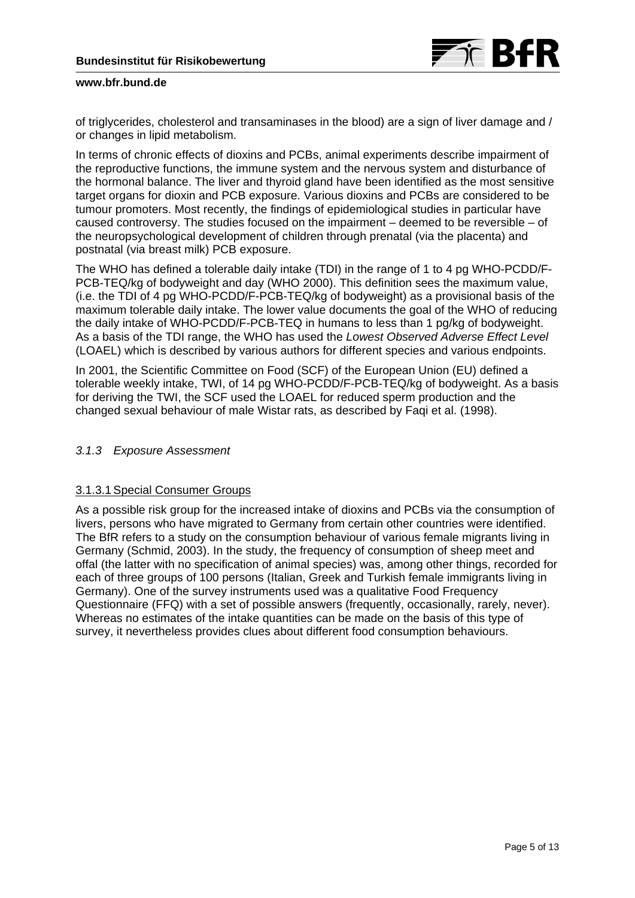of triglycerides, cholesterol and transaminases in the blood) are a sign of liver damage and / or changes in lipid metabolism.

In terms of chronic effects of dioxins and PCBs, animal experiments describe impairment of the reproductive functions, the immune system and the nervous system and disturbance of the hormonal balance. The liver and thyroid gland have been identified as the most sensitive target organs for dioxin and PCB exposure. Various dioxins and PCBs are considered to be tumour promoters. Most recently, the findings of epidemiological studies in particular have caused controversy. The studies focused on the impairment – deemed to be reversible – of the neuropsychological development of children through prenatal (via the placenta) and postnatal (via breast milk) PCB exposure.

The WHO has defined a tolerable daily intake (TDI) in the range of 1 to 4 pg WHO-PCDD/F-PCB-TEQ/kg of bodyweight and day (WHO 2000). This definition sees the maximum value, (i.e. the TDI of 4 pg WHO-PCDD/F-PCB-TEQ/kg of bodyweight) as a provisional basis of the maximum tolerable daily intake. The lower value documents the goal of the WHO of reducing the daily intake of WHO-PCDD/F-PCB-TEQ in humans to less than 1 pg/kg of bodyweight. As a basis of the TDI range, the WHO has used the *Lowest Observed Adverse Effect Level* (LOAEL) which is described by various authors for different species and various endpoints.

In 2001, the Scientific Committee on Food (SCF) of the European Union (EU) defined a tolerable weekly intake, TWI, of 14 pg WHO-PCDD/F-PCB-TEQ/kg of bodyweight. As a basis for deriving the TWI, the SCF used the LOAEL for reduced sperm production and the changed sexual behaviour of male Wistar rats, as described by Faqi et al. (1998).

### *3.1.3 Exposure Assessment*

#### 3.1.3.1 Special Consumer Groups

As a possible risk group for the increased intake of dioxins and PCBs via the consumption of livers, persons who have migrated to Germany from certain other countries were identified. The BfR refers to a study on the consumption behaviour of various female migrants living in Germany (Schmid, 2003). In the study, the frequency of consumption of sheep meet and offal (the latter with no specification of animal species) was, among other things, recorded for each of three groups of 100 persons (Italian, Greek and Turkish female immigrants living in Germany). One of the survey instruments used was a qualitative Food Frequency Questionnaire (FFQ) with a set of possible answers (frequently, occasionally, rarely, never). Whereas no estimates of the intake quantities can be made on the basis of this type of survey, it nevertheless provides clues about different food consumption behaviours.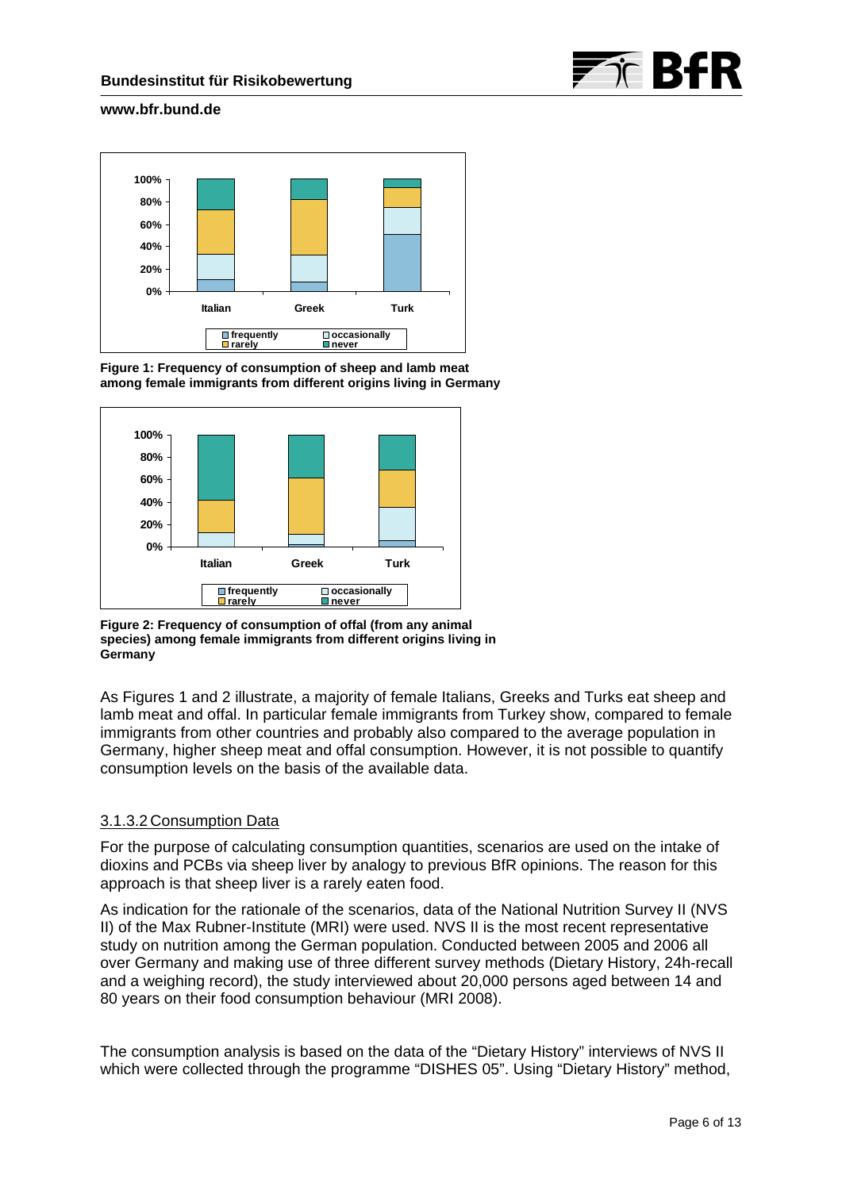**Figure 1: Frequency of consumption of sheep and lamb meat among female immigrants from different origins living in Germany**

**Figure 2: Frequency of consumption of offal (from any animal species) among female immigrants from different origins living in Germany**

As Figures 1 and 2 illustrate, a majority of female Italians, Greeks and Turks eat sheep and lamb meat and offal. In particular female immigrants from Turkey show, compared to female immigrants from other countries and probably also compared to the average population in Germany, higher sheep meat and offal consumption. However, it is not possible to quantify consumption levels on the basis of the available data.

#### 3.1.3.2 Consumption Data

For the purpose of calculating consumption quantities, scenarios are used on the intake of dioxins and PCBs via sheep liver by analogy to previous BfR opinions. The reason for this approach is that sheep liver is a rarely eaten food.

As indication for the rationale of the scenarios, data of the National Nutrition Survey II (NVS II) of the Max Rubner-Institute (MRI) were used. NVS II is the most recent representative study on nutrition among the German population. Conducted between 2005 and 2006 all over Germany and making use of three different survey methods (Dietary History, 24h-recall and a weighing record), the study interviewed about 20,000 persons aged between 14 and 80 years on their food consumption behaviour (MRI 2008).

The consumption analysis is based on the data of the "Dietary History" interviews of NVS II which were collected through the programme "DISHES 05". Using "Dietary History" method,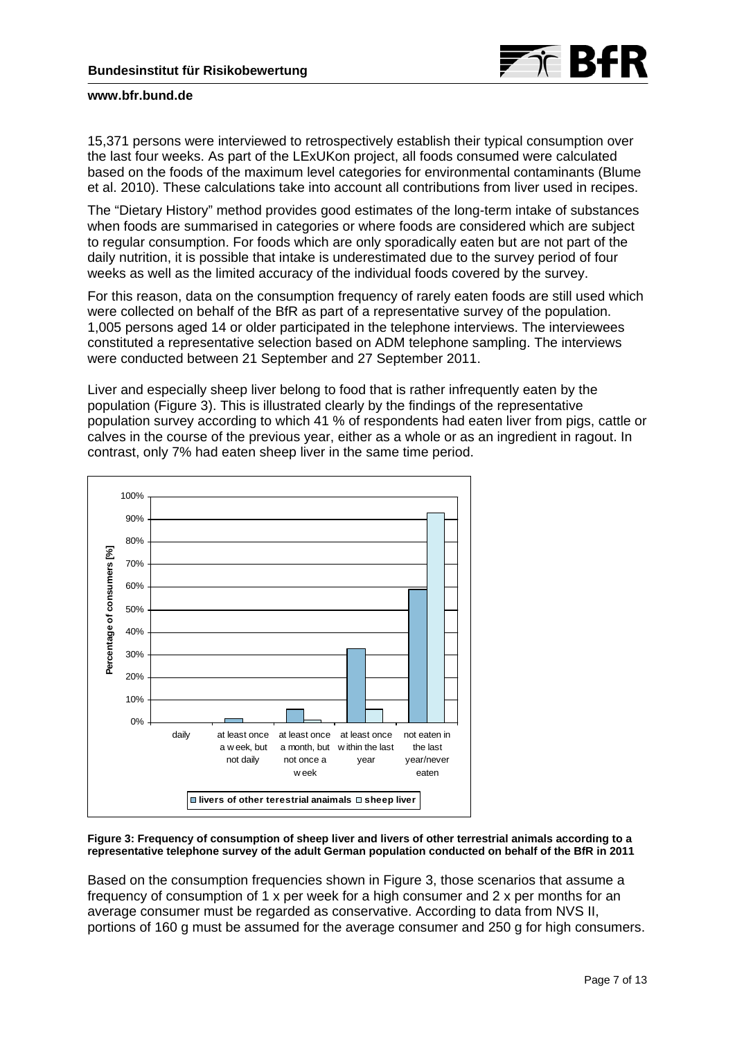15,371 persons were interviewed to retrospectively establish their typical consumption over the last four weeks. As part of the LExUKon project, all foods consumed were calculated based on the foods of the maximum level categories for environmental contaminants (Blume et al. 2010). These calculations take into account all contributions from liver used in recipes.

The “Dietary History” method provides good estimates of the long-term intake of substances when foods are summarised in categories or where foods are considered which are subject to regular consumption. For foods which are only sporadically eaten but are not part of the daily nutrition, it is possible that intake is underestimated due to the survey period of four weeks as well as the limited accuracy of the individual foods covered by the survey.

For this reason, data on the consumption frequency of rarely eaten foods are still used which were collected on behalf of the BfR as part of a representative survey of the population. 1,005 persons aged 14 or older participated in the telephone interviews. The interviewees constituted a representative selection based on ADM telephone sampling. The interviews were conducted between 21 September and 27 September 2011.

Liver and especially sheep liver belong to food that is rather infrequently eaten by the population (Figure 3). This is illustrated clearly by the findings of the representative population survey according to which 41 % of respondents had eaten liver from pigs, cattle or calves in the course of the previous year, either as a whole or as an ingredient in ragout. In contrast, only 7% had eaten sheep liver in the same time period.

**Figure 3: Frequency of consumption of sheep liver and livers of other terrestrial animals according to a representative telephone survey of the adult German population conducted on behalf of the BfR in 2011**

Based on the consumption frequencies shown in Figure 3, those scenarios that assume a frequency of consumption of 1 x per week for a high consumer and 2 x per months for an average consumer must be regarded as conservative. According to data from NVS II, portions of 160 g must be assumed for the average consumer and 250 g for high consumers.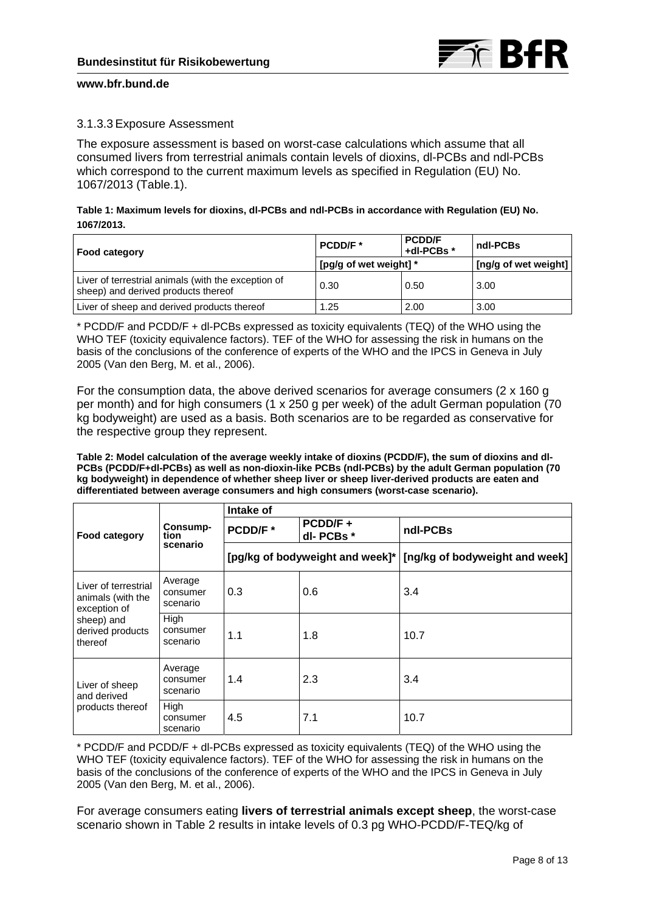### 3.1.3.3 Exposure Assessment

The exposure assessment is based on worst-case calculations which assume that all consumed livers from terrestrial animals contain levels of dioxins, dl-PCBs and ndl-PCBs which correspond to the current maximum levels as specified in Regulation (EU) No. 1067/2013 (Table.1).

**Table 1: Maximum levels for dioxins, dl-PCBs and ndl-PCBs in accordance with Regulation (EU) No. 1067/2013.**

| Food category | PCDD/F * | PCDD/F +dl-PCBs * | ndl-PCBs |
|---|---|---|---|
| | [pg/g of wet weight] * | | [ng/g of wet weight] |
| Liver of terrestrial animals (with the exception of sheep) and derived products thereof | 0.30 | 0.50 | 3.00 |
| Liver of sheep and derived products thereof | 1.25 | 2.00 | 3.00 |

* PCDD/F and PCDD/F + dl-PCBs expressed as toxicity equivalents (TEQ) of the WHO using the WHO TEF (toxicity equivalence factors). TEF of the WHO for assessing the risk in humans on the basis of the conclusions of the conference of experts of the WHO and the IPCS in Geneva in July 2005 (Van den Berg, M. et al., 2006).

For the consumption data, the above derived scenarios for average consumers (2 x 160 g per month) and for high consumers (1 x 250 g per week) of the adult German population (70 kg bodyweight) are used as a basis. Both scenarios are to be regarded as conservative for the respective group they represent.

**Table 2: Model calculation of the average weekly intake of dioxins (PCDD/F), the sum of dioxins and dl-PCBs (PCDD/F+dl-PCBs) as well as non-dioxin-like PCBs (ndl-PCBs) by the adult German population (70 kg bodyweight) in dependence of whether sheep liver or sheep liver-derived products are eaten and differentiated between average consumers and high consumers (worst-case scenario).**

| Food category | Consumption scenario | Intake of | | |
|---|---|---|---|---|
| | | PCDD/F * | PCDD/F + dl- PCBs * | ndl-PCBs |
| | | [pg/kg of bodyweight and week]* | | [ng/kg of bodyweight and week] |
| Liver of terrestrial animals (with the exception of sheep) and derived products thereof | Average consumer scenario | 0.3 | 0.6 | 3.4 |
| | High consumer scenario | 1.1 | 1.8 | 10.7 |
| Liver of sheep and derived products thereof | Average consumer scenario | 1.4 | 2.3 | 3.4 |
| | High consumer scenario | 4.5 | 7.1 | 10.7 |

* PCDD/F and PCDD/F + dl-PCBs expressed as toxicity equivalents (TEQ) of the WHO using the WHO TEF (toxicity equivalence factors). TEF of the WHO for assessing the risk in humans on the basis of the conclusions of the conference of experts of the WHO and the IPCS in Geneva in July 2005 (Van den Berg, M. et al., 2006).

For average consumers eating **livers of terrestrial animals except sheep**, the worst-case scenario shown in Table 2 results in intake levels of 0.3 pg WHO-PCDD/F-TEQ/kg of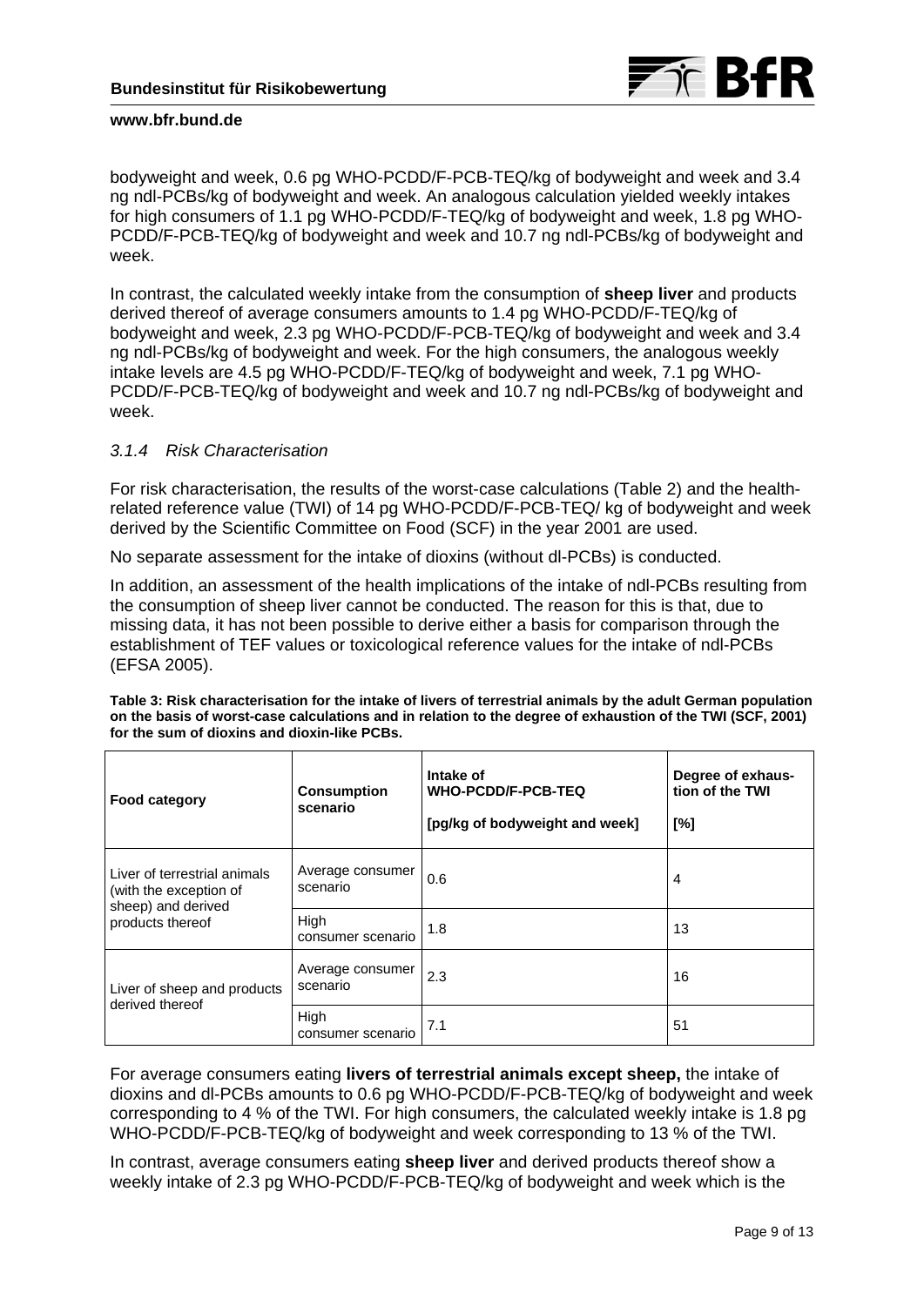bodyweight and week, 0.6 pg WHO-PCDD/F-PCB-TEQ/kg of bodyweight and week and 3.4 ng ndl-PCBs/kg of bodyweight and week. An analogous calculation yielded weekly intakes for high consumers of 1.1 pg WHO-PCDD/F-TEQ/kg of bodyweight and week, 1.8 pg WHO-PCDD/F-PCB-TEQ/kg of bodyweight and week and 10.7 ng ndl-PCBs/kg of bodyweight and week.

In contrast, the calculated weekly intake from the consumption of **sheep liver** and products derived thereof of average consumers amounts to 1.4 pg WHO-PCDD/F-TEQ/kg of bodyweight and week, 2.3 pg WHO-PCDD/F-PCB-TEQ/kg of bodyweight and week and 3.4 ng ndl-PCBs/kg of bodyweight and week. For the high consumers, the analogous weekly intake levels are 4.5 pg WHO-PCDD/F-TEQ/kg of bodyweight and week, 7.1 pg WHO-PCDD/F-PCB-TEQ/kg of bodyweight and week and 10.7 ng ndl-PCBs/kg of bodyweight and week.

### *3.1.4 Risk Characterisation*

For risk characterisation, the results of the worst-case calculations (Table 2) and the health-related reference value (TWI) of 14 pg WHO-PCDD/F-PCB-TEQ/ kg of bodyweight and week derived by the Scientific Committee on Food (SCF) in the year 2001 are used.

No separate assessment for the intake of dioxins (without dl-PCBs) is conducted.

In addition, an assessment of the health implications of the intake of ndl-PCBs resulting from the consumption of sheep liver cannot be conducted. The reason for this is that, due to missing data, it has not been possible to derive either a basis for comparison through the establishment of TEF values or toxicological reference values for the intake of ndl-PCBs (EFSA 2005).

**Table 3: Risk characterisation for the intake of livers of terrestrial animals by the adult German population on the basis of worst-case calculations and in relation to the degree of exhaustion of the TWI (SCF, 2001) for the sum of dioxins and dioxin-like PCBs.**

| Food category | Consumption scenario | Intake of WHO-PCDD/F-PCB-TEQ [pg/kg of bodyweight and week] | Degree of exhaus-tion of the TWI [%] |
|---|---|---|---|
| Liver of terrestrial animals (with the exception of sheep) and derived products thereof | Average consumer scenario | 0.6 | 4 |
| | High consumer scenario | 1.8 | 13 |
| Liver of sheep and products derived thereof | Average consumer scenario | 2.3 | 16 |
| | High consumer scenario | 7.1 | 51 |

For average consumers eating **livers of terrestrial animals except sheep,** the intake of dioxins and dl-PCBs amounts to 0.6 pg WHO-PCDD/F-PCB-TEQ/kg of bodyweight and week corresponding to 4 % of the TWI. For high consumers, the calculated weekly intake is 1.8 pg WHO-PCDD/F-PCB-TEQ/kg of bodyweight and week corresponding to 13 % of the TWI.

In contrast, average consumers eating **sheep liver** and derived products thereof show a weekly intake of 2.3 pg WHO-PCDD/F-PCB-TEQ/kg of bodyweight and week which is the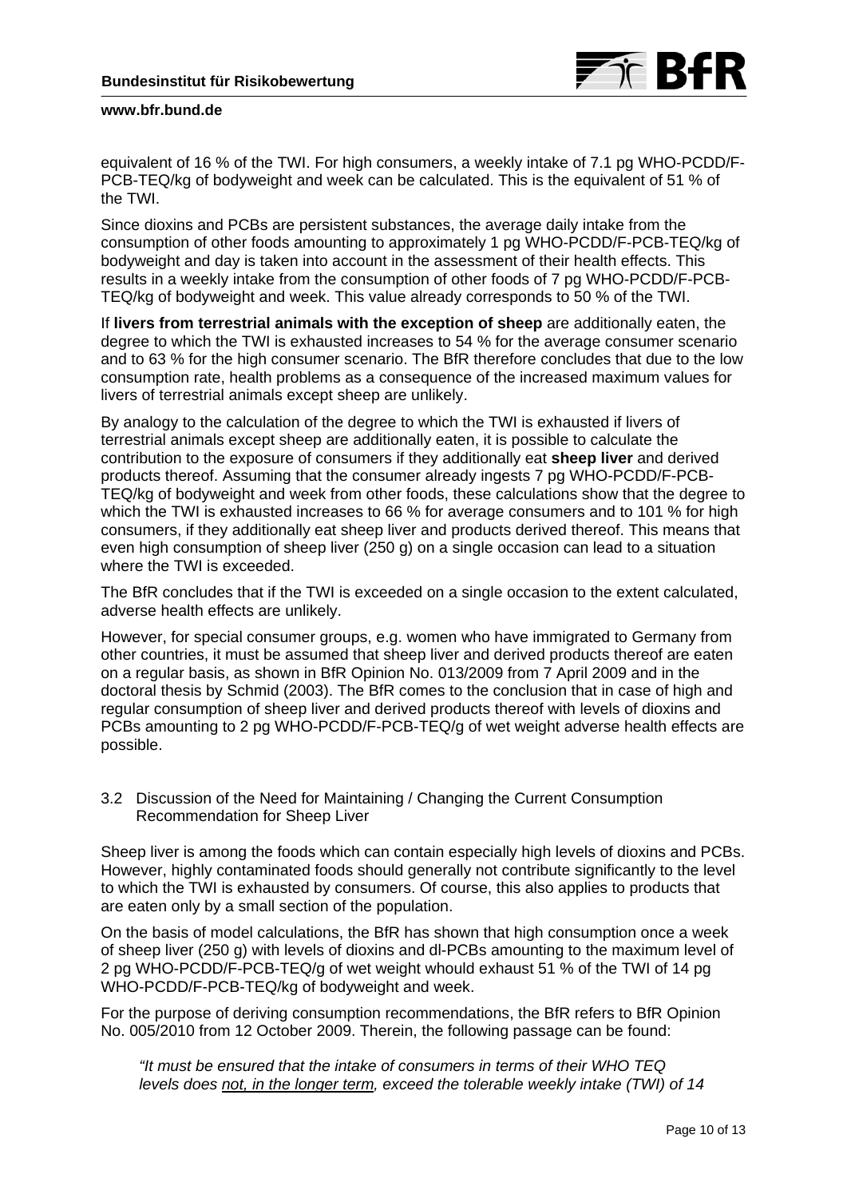equivalent of 16 % of the TWI. For high consumers, a weekly intake of 7.1 pg WHO-PCDD/F-PCB-TEQ/kg of bodyweight and week can be calculated. This is the equivalent of 51 % of the TWI.

Since dioxins and PCBs are persistent substances, the average daily intake from the consumption of other foods amounting to approximately 1 pg WHO-PCDD/F-PCB-TEQ/kg of bodyweight and day is taken into account in the assessment of their health effects. This results in a weekly intake from the consumption of other foods of 7 pg WHO-PCDD/F-PCB-TEQ/kg of bodyweight and week. This value already corresponds to 50 % of the TWI.

If **livers from terrestrial animals with the exception of sheep** are additionally eaten, the degree to which the TWI is exhausted increases to 54 % for the average consumer scenario and to 63 % for the high consumer scenario. The BfR therefore concludes that due to the low consumption rate, health problems as a consequence of the increased maximum values for livers of terrestrial animals except sheep are unlikely.

By analogy to the calculation of the degree to which the TWI is exhausted if livers of terrestrial animals except sheep are additionally eaten, it is possible to calculate the contribution to the exposure of consumers if they additionally eat **sheep liver** and derived products thereof. Assuming that the consumer already ingests 7 pg WHO-PCDD/F-PCB-TEQ/kg of bodyweight and week from other foods, these calculations show that the degree to which the TWI is exhausted increases to 66 % for average consumers and to 101 % for high consumers, if they additionally eat sheep liver and products derived thereof. This means that even high consumption of sheep liver (250 g) on a single occasion can lead to a situation where the TWI is exceeded.

The BfR concludes that if the TWI is exceeded on a single occasion to the extent calculated, adverse health effects are unlikely.

However, for special consumer groups, e.g. women who have immigrated to Germany from other countries, it must be assumed that sheep liver and derived products thereof are eaten on a regular basis, as shown in BfR Opinion No. 013/2009 from 7 April 2009 and in the doctoral thesis by Schmid (2003). The BfR comes to the conclusion that in case of high and regular consumption of sheep liver and derived products thereof with levels of dioxins and PCBs amounting to 2 pg WHO-PCDD/F-PCB-TEQ/g of wet weight adverse health effects are possible.

### 3.2 Discussion of the Need for Maintaining / Changing the Current Consumption Recommendation for Sheep Liver

Sheep liver is among the foods which can contain especially high levels of dioxins and PCBs. However, highly contaminated foods should generally not contribute significantly to the level to which the TWI is exhausted by consumers. Of course, this also applies to products that are eaten only by a small section of the population.

On the basis of model calculations, the BfR has shown that high consumption once a week of sheep liver (250 g) with levels of dioxins and dl-PCBs amounting to the maximum level of 2 pg WHO-PCDD/F-PCB-TEQ/g of wet weight whould exhaust 51 % of the TWI of 14 pg WHO-PCDD/F-PCB-TEQ/kg of bodyweight and week.

For the purpose of deriving consumption recommendations, the BfR refers to BfR Opinion No. 005/2010 from 12 October 2009. Therein, the following passage can be found:

> *"It must be ensured that the intake of consumers in terms of their WHO TEQ levels does <u>not, in the longer term</u>, exceed the tolerable weekly intake (TWI) of 14*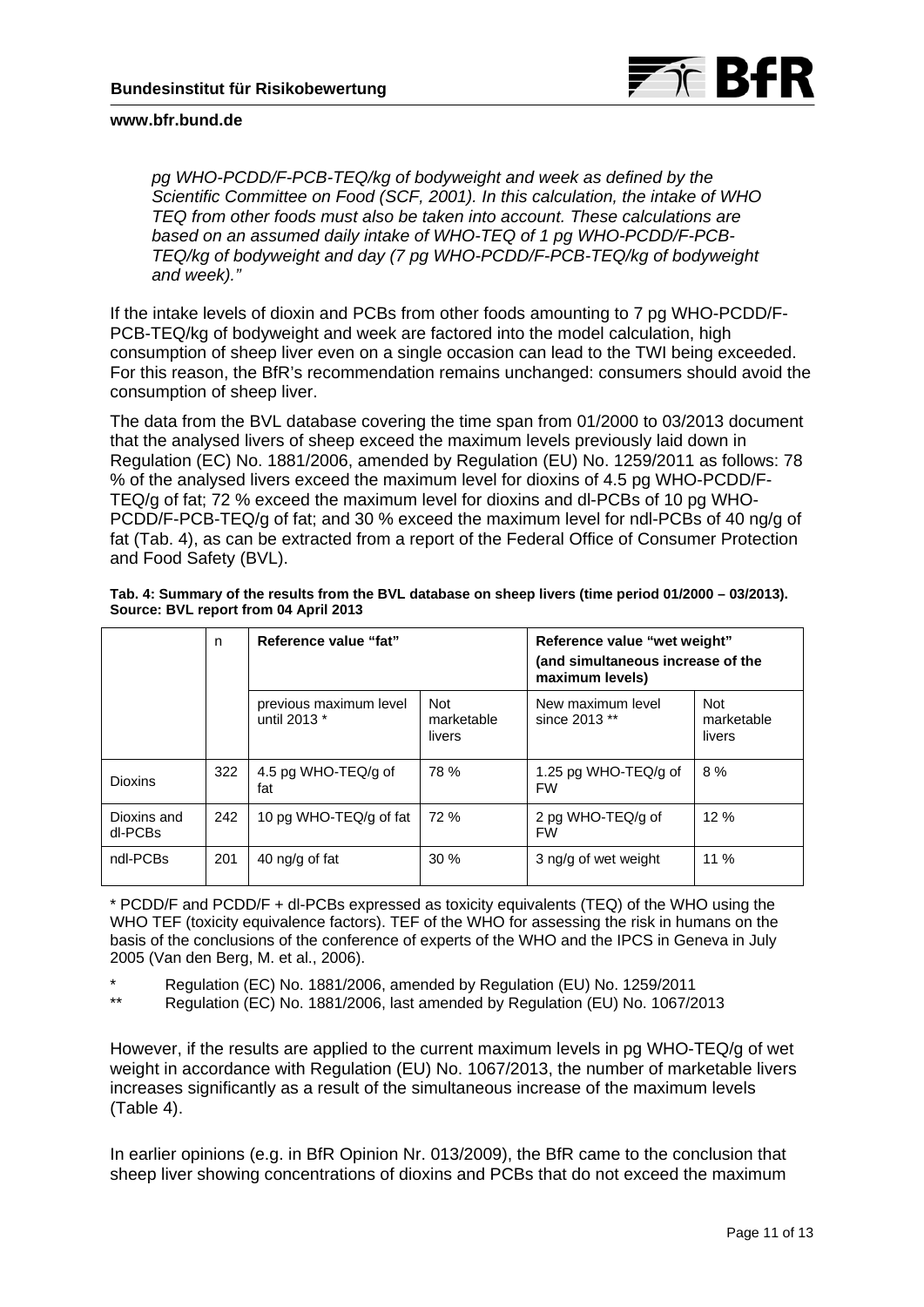*pg WHO-PCDD/F-PCB-TEQ/kg of bodyweight and week as defined by the Scientific Committee on Food (SCF, 2001). In this calculation, the intake of WHO TEQ from other foods must also be taken into account. These calculations are based on an assumed daily intake of WHO-TEQ of 1 pg WHO-PCDD/F-PCB-TEQ/kg of bodyweight and day (7 pg WHO-PCDD/F-PCB-TEQ/kg of bodyweight and week).”*

If the intake levels of dioxin and PCBs from other foods amounting to 7 pg WHO-PCDD/F-PCB-TEQ/kg of bodyweight and week are factored into the model calculation, high consumption of sheep liver even on a single occasion can lead to the TWI being exceeded. For this reason, the BfR’s recommendation remains unchanged: consumers should avoid the consumption of sheep liver.

The data from the BVL database covering the time span from 01/2000 to 03/2013 document that the analysed livers of sheep exceed the maximum levels previously laid down in Regulation (EC) No. 1881/2006, amended by Regulation (EU) No. 1259/2011 as follows: 78 % of the analysed livers exceed the maximum level for dioxins of 4.5 pg WHO-PCDD/F-TEQ/g of fat; 72 % exceed the maximum level for dioxins and dl-PCBs of 10 pg WHO-PCDD/F-PCB-TEQ/g of fat; and 30 % exceed the maximum level for ndl-PCBs of 40 ng/g of fat (Tab. 4), as can be extracted from a report of the Federal Office of Consumer Protection and Food Safety (BVL).

**Tab. 4: Summary of the results from the BVL database on sheep livers (time period 01/2000 – 03/2013). Source: BVL report from 04 April 2013**

| | n | **Reference value “fat”** | | **Reference value “wet weight” (and simultaneous increase of the maximum levels)** | |
|---|---|---|---|---|---|
| | | previous maximum level until 2013 * | Not marketable livers | New maximum level since 2013 ** | Not marketable livers |
| Dioxins | 322 | 4.5 pg WHO-TEQ/g of fat | 78 % | 1.25 pg WHO-TEQ/g of FW | 8 % |
| Dioxins and dl-PCBs | 242 | 10 pg WHO-TEQ/g of fat | 72 % | 2 pg WHO-TEQ/g of FW | 12 % |
| ndl-PCBs | 201 | 40 ng/g of fat | 30 % | 3 ng/g of wet weight | 11 % |

\* PCDD/F and PCDD/F + dl-PCBs expressed as toxicity equivalents (TEQ) of the WHO using the WHO TEF (toxicity equivalence factors). TEF of the WHO for assessing the risk in humans on the basis of the conclusions of the conference of experts of the WHO and the IPCS in Geneva in July 2005 (Van den Berg, M. et al., 2006).

\* Regulation (EC) No. 1881/2006, amended by Regulation (EU) No. 1259/2011

\*\* Regulation (EC) No. 1881/2006, last amended by Regulation (EU) No. 1067/2013

However, if the results are applied to the current maximum levels in pg WHO-TEQ/g of wet weight in accordance with Regulation (EU) No. 1067/2013, the number of marketable livers increases significantly as a result of the simultaneous increase of the maximum levels (Table 4).

In earlier opinions (e.g. in BfR Opinion Nr. 013/2009), the BfR came to the conclusion that sheep liver showing concentrations of dioxins and PCBs that do not exceed the maximum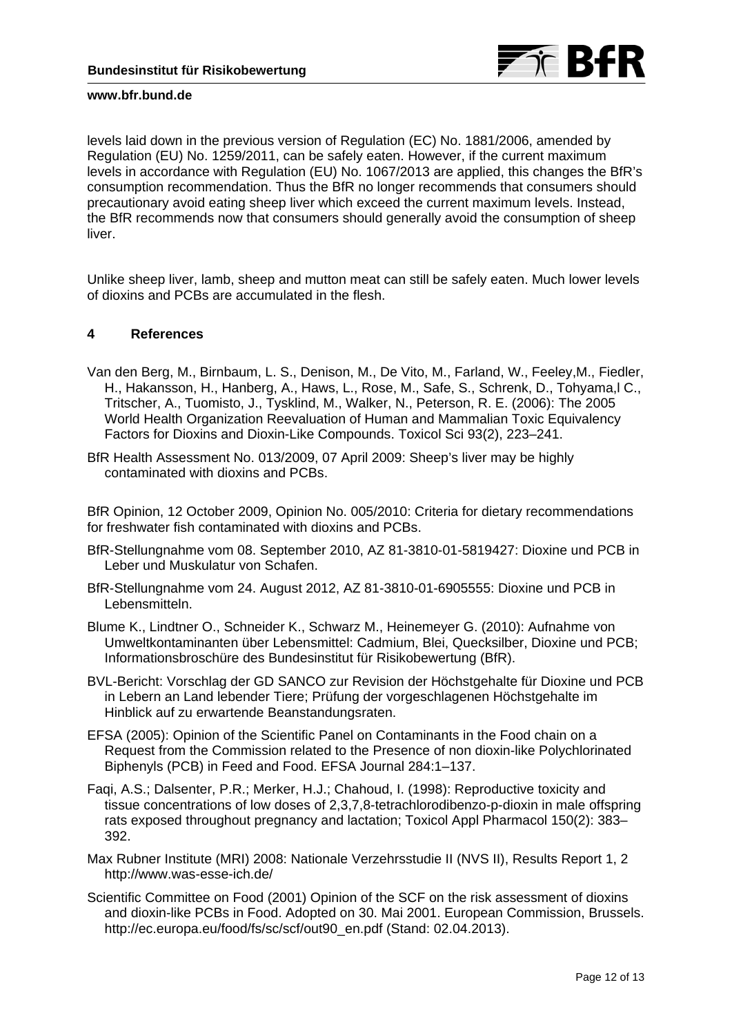levels laid down in the previous version of Regulation (EC) No. 1881/2006, amended by Regulation (EU) No. 1259/2011, can be safely eaten. However, if the current maximum levels in accordance with Regulation (EU) No. 1067/2013 are applied, this changes the BfR's consumption recommendation. Thus the BfR no longer recommends that consumers should precautionary avoid eating sheep liver which exceed the current maximum levels. Instead, the BfR recommends now that consumers should generally avoid the consumption of sheep liver.

Unlike sheep liver, lamb, sheep and mutton meat can still be safely eaten. Much lower levels of dioxins and PCBs are accumulated in the flesh.

## 4 References

Van den Berg, M., Birnbaum, L. S., Denison, M., De Vito, M., Farland, W., Feeley,M., Fiedler, H., Hakansson, H., Hanberg, A., Haws, L., Rose, M., Safe, S., Schrenk, D., Tohyama,l C., Tritscher, A., Tuomisto, J., Tysklind, M., Walker, N., Peterson, R. E. (2006): The 2005 World Health Organization Reevaluation of Human and Mammalian Toxic Equivalency Factors for Dioxins and Dioxin-Like Compounds. Toxicol Sci 93(2), 223–241.

BfR Health Assessment No. 013/2009, 07 April 2009: Sheep's liver may be highly contaminated with dioxins and PCBs.

BfR Opinion, 12 October 2009, Opinion No. 005/2010: Criteria for dietary recommendations for freshwater fish contaminated with dioxins and PCBs.

BfR-Stellungnahme vom 08. September 2010, AZ 81-3810-01-5819427: Dioxine und PCB in Leber und Muskulatur von Schafen.

BfR-Stellungnahme vom 24. August 2012, AZ 81-3810-01-6905555: Dioxine und PCB in Lebensmitteln.

Blume K., Lindtner O., Schneider K., Schwarz M., Heinemeyer G. (2010): Aufnahme von Umweltkontaminanten über Lebensmittel: Cadmium, Blei, Quecksilber, Dioxine und PCB; Informationsbroschüre des Bundesinstitut für Risikobewertung (BfR).

BVL-Bericht: Vorschlag der GD SANCO zur Revision der Höchstgehalte für Dioxine und PCB in Lebern an Land lebender Tiere; Prüfung der vorgeschlagenen Höchstgehalte im Hinblick auf zu erwartende Beanstandungsraten.

EFSA (2005): Opinion of the Scientific Panel on Contaminants in the Food chain on a Request from the Commission related to the Presence of non dioxin-like Polychlorinated Biphenyls (PCB) in Feed and Food. EFSA Journal 284:1–137.

Faqi, A.S.; Dalsenter, P.R.; Merker, H.J.; Chahoud, I. (1998): Reproductive toxicity and tissue concentrations of low doses of 2,3,7,8-tetrachlorodibenzo-p-dioxin in male offspring rats exposed throughout pregnancy and lactation; Toxicol Appl Pharmacol 150(2): 383–392.

Max Rubner Institute (MRI) 2008: Nationale Verzehrsstudie II (NVS II), Results Report 1, 2 http://www.was-esse-ich.de/

Scientific Committee on Food (2001) Opinion of the SCF on the risk assessment of dioxins and dioxin-like PCBs in Food. Adopted on 30. Mai 2001. European Commission, Brussels. http://ec.europa.eu/food/fs/sc/scf/out90_en.pdf (Stand: 02.04.2013).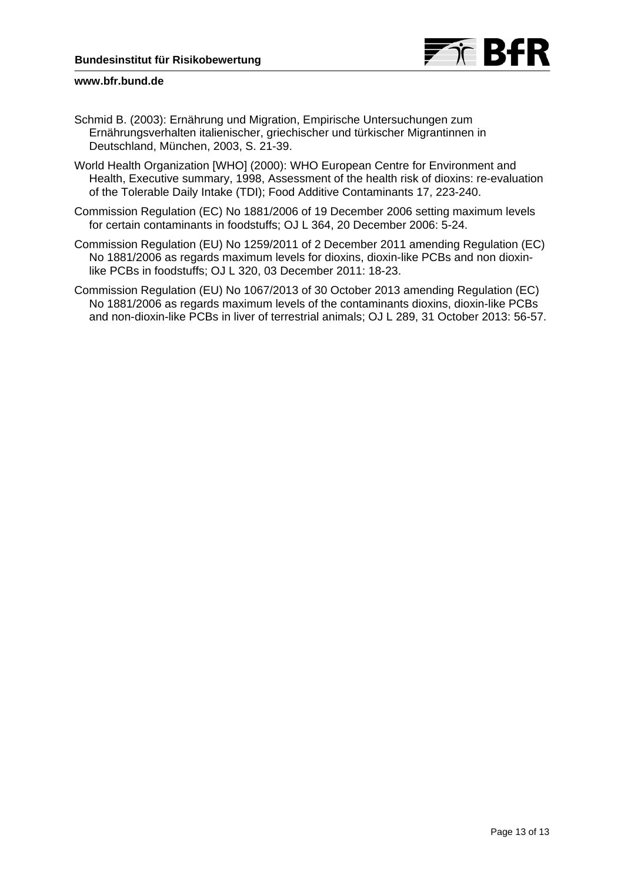Schmid B. (2003): Ernährung und Migration, Empirische Untersuchungen zum Ernährungsverhalten italienischer, griechischer und türkischer Migrantinnen in Deutschland, München, 2003, S. 21-39.

World Health Organization [WHO] (2000): WHO European Centre for Environment and Health, Executive summary, 1998, Assessment of the health risk of dioxins: re-evaluation of the Tolerable Daily Intake (TDI); Food Additive Contaminants 17, 223-240.

Commission Regulation (EC) No 1881/2006 of 19 December 2006 setting maximum levels for certain contaminants in foodstuffs; OJ L 364, 20 December 2006: 5-24.

Commission Regulation (EU) No 1259/2011 of 2 December 2011 amending Regulation (EC) No 1881/2006 as regards maximum levels for dioxins, dioxin-like PCBs and non dioxin-like PCBs in foodstuffs; OJ L 320, 03 December 2011: 18-23.

Commission Regulation (EU) No 1067/2013 of 30 October 2013 amending Regulation (EC) No 1881/2006 as regards maximum levels of the contaminants dioxins, dioxin-like PCBs and non-dioxin-like PCBs in liver of terrestrial animals; OJ L 289, 31 October 2013: 56-57.